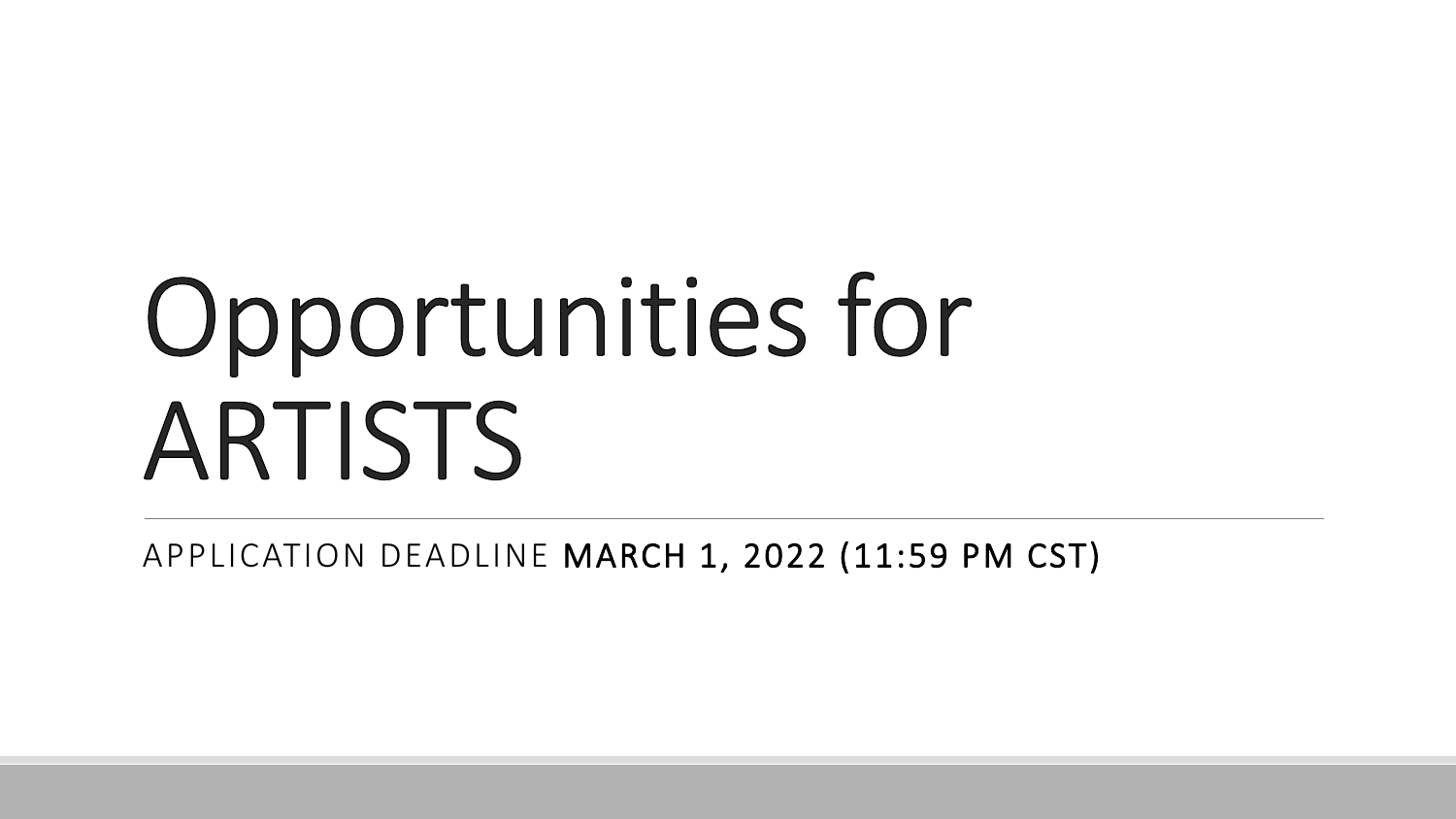# Opportunities for ARTISTS

APPLICATION DEADLINE **MARCH 1, 2022 (11:59 PM CST)**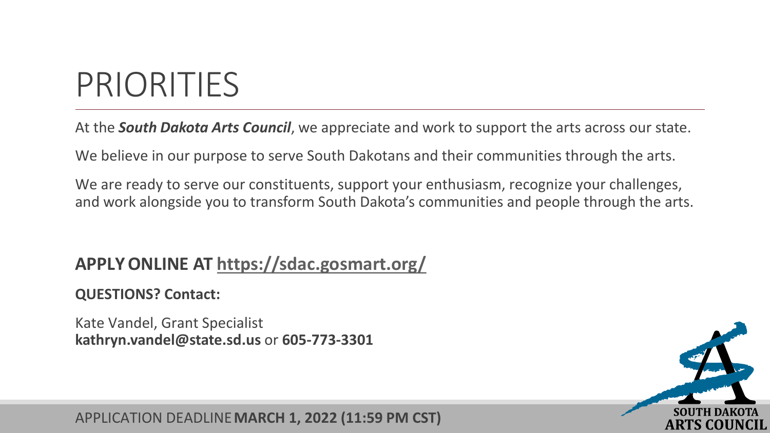# PRIORITIES

At the ***South Dakota Arts Council***, we appreciate and work to support the arts across our state.

We believe in our purpose to serve South Dakotans and their communities through the arts.

We are ready to serve our constituents, support your enthusiasm, recognize your challenges, and work alongside you to transform South Dakota's communities and people through the arts.

**APPLY ONLINE AT [https://sdac.gosmart.org/](https://sdac.gosmart.org/)**

**QUESTIONS? Contact:**

Kate Vandel, Grant Specialist
**kathryn.vandel@state.sd.us** or **605-773-3301**

APPLICATION DEADLINE **MARCH 1, 2022 (11:59 PM CST)**

SOUTH DAKOTA ARTS COUNCIL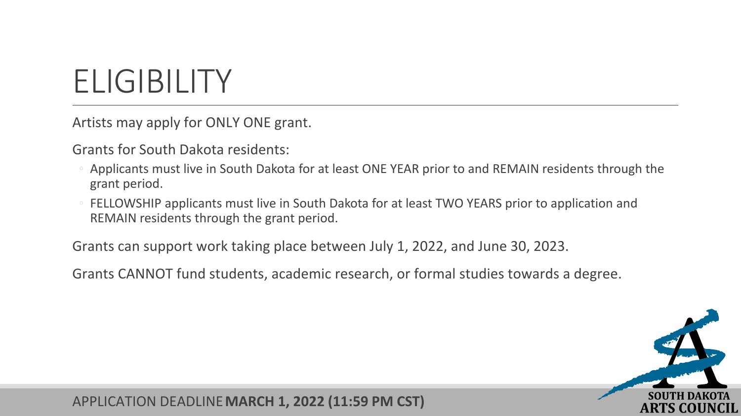# ELIGIBILITY

Artists may apply for ONLY ONE grant.

Grants for South Dakota residents:

- Applicants must live in South Dakota for at least ONE YEAR prior to and REMAIN residents through the grant period.
- FELLOWSHIP applicants must live in South Dakota for at least TWO YEARS prior to application and REMAIN residents through the grant period.

Grants can support work taking place between July 1, 2022, and June 30, 2023.

Grants CANNOT fund students, academic research, or formal studies towards a degree.

APPLICATION DEADLINE **MARCH 1, 2022 (11:59 PM CST)**

SOUTH DAKOTA ARTS COUNCIL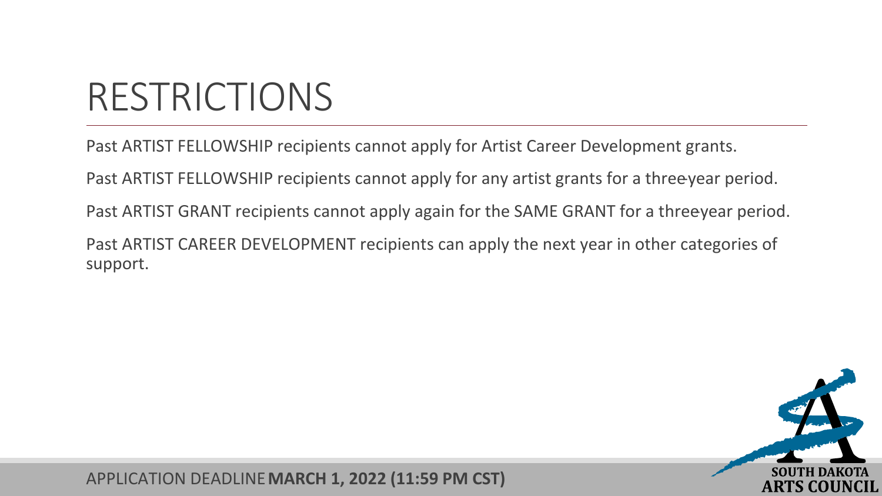# RESTRICTIONS

Past ARTIST FELLOWSHIP recipients cannot apply for Artist Career Development grants.

Past ARTIST FELLOWSHIP recipients cannot apply for any artist grants for a three-year period.

Past ARTIST GRANT recipients cannot apply again for the SAME GRANT for a three-year period.

Past ARTIST CAREER DEVELOPMENT recipients can apply the next year in other categories of support.

APPLICATION DEADLINE **MARCH 1, 2022 (11:59 PM CST)**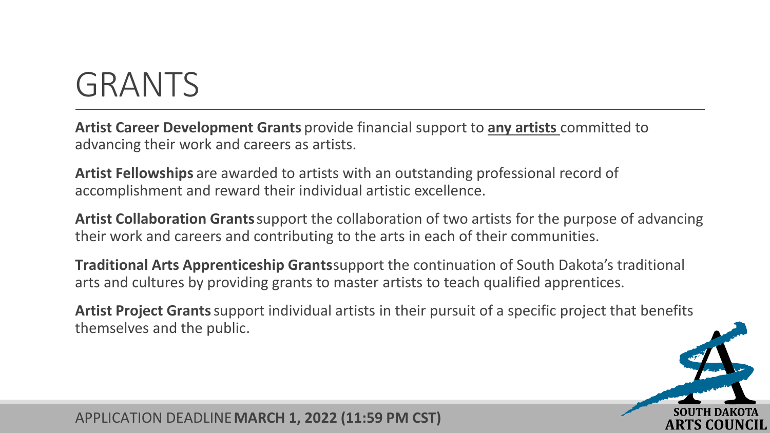# GRANTS

**Artist Career Development Grants** provide financial support to **any artists** committed to advancing their work and careers as artists.

**Artist Fellowships** are awarded to artists with an outstanding professional record of accomplishment and reward their individual artistic excellence.

**Artist Collaboration Grants** support the collaboration of two artists for the purpose of advancing their work and careers and contributing to the arts in each of their communities.

**Traditional Arts Apprenticeship Grants** support the continuation of South Dakota's traditional arts and cultures by providing grants to master artists to teach qualified apprentices.

**Artist Project Grants** support individual artists in their pursuit of a specific project that benefits themselves and the public.

APPLICATION DEADLINE **MARCH 1, 2022 (11:59 PM CST)**

SOUTH DAKOTA ARTS COUNCIL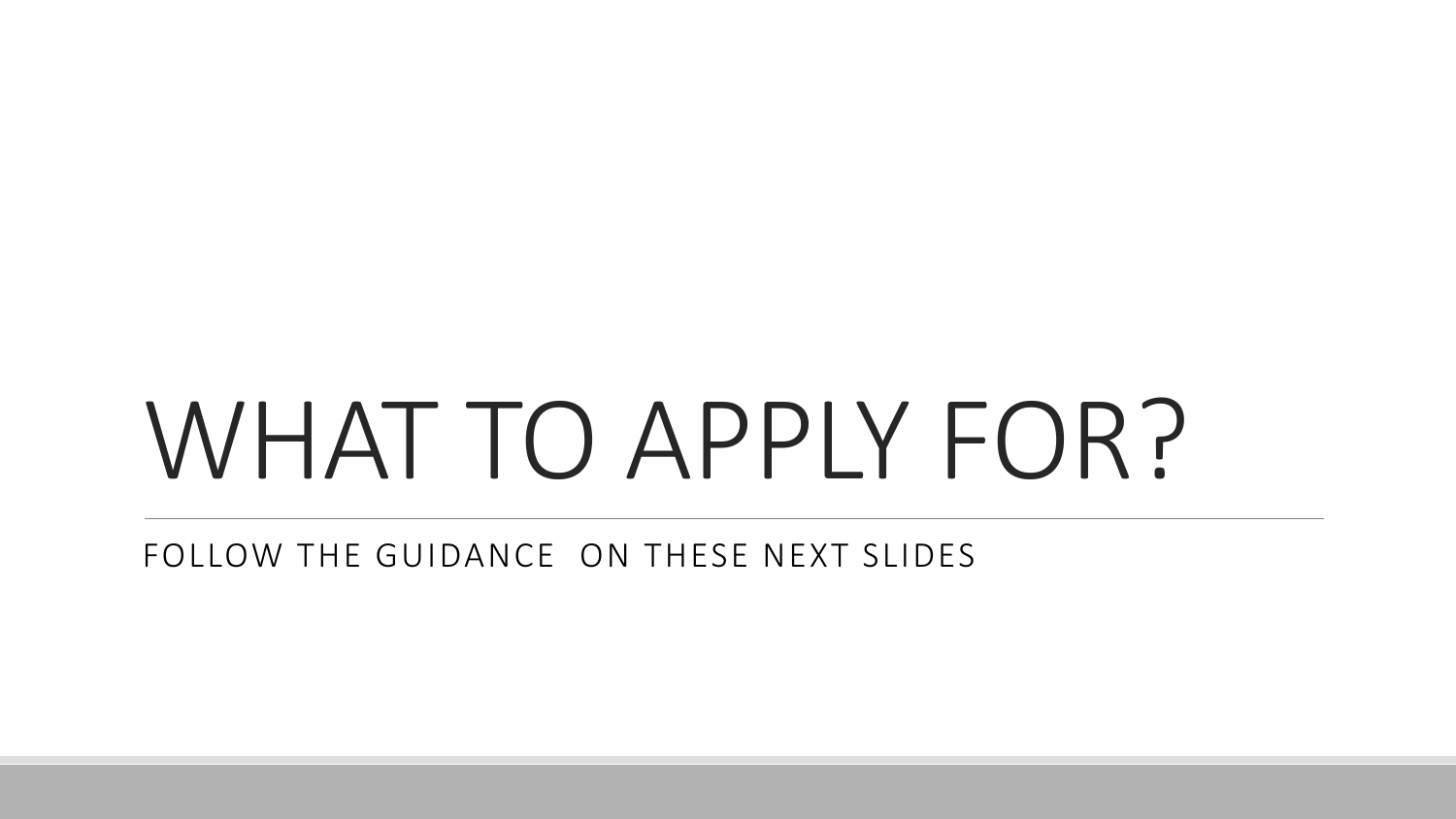# WHAT TO APPLY FOR?

FOLLOW THE GUIDANCE ON THESE NEXT SLIDES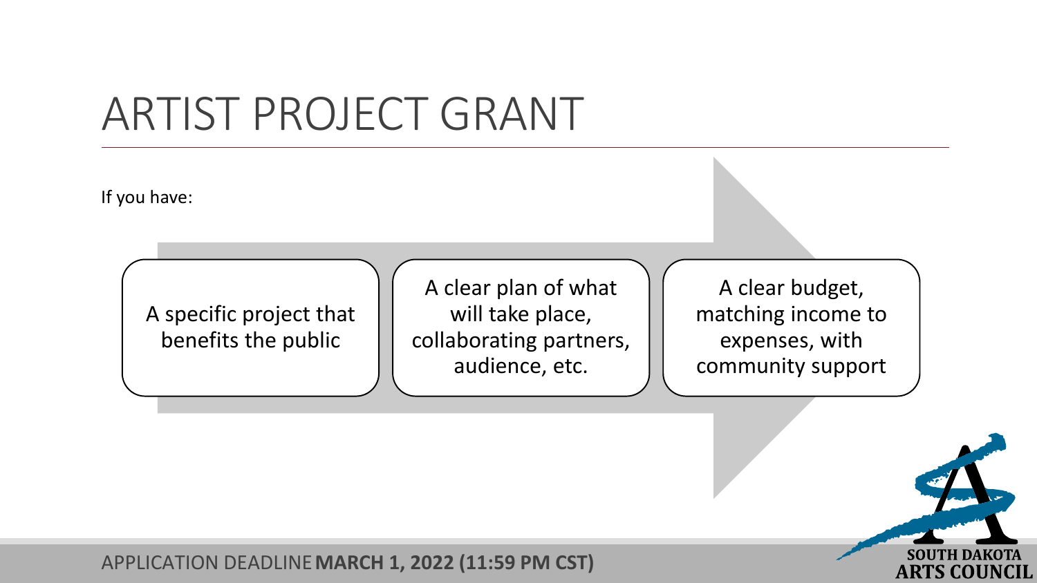# ARTIST PROJECT GRANT

If you have:

- A specific project that benefits the public
- A clear plan of what will take place, collaborating partners, audience, etc.
- A clear budget, matching income to expenses, with community support

APPLICATION DEADLINE **MARCH 1, 2022 (11:59 PM CST)**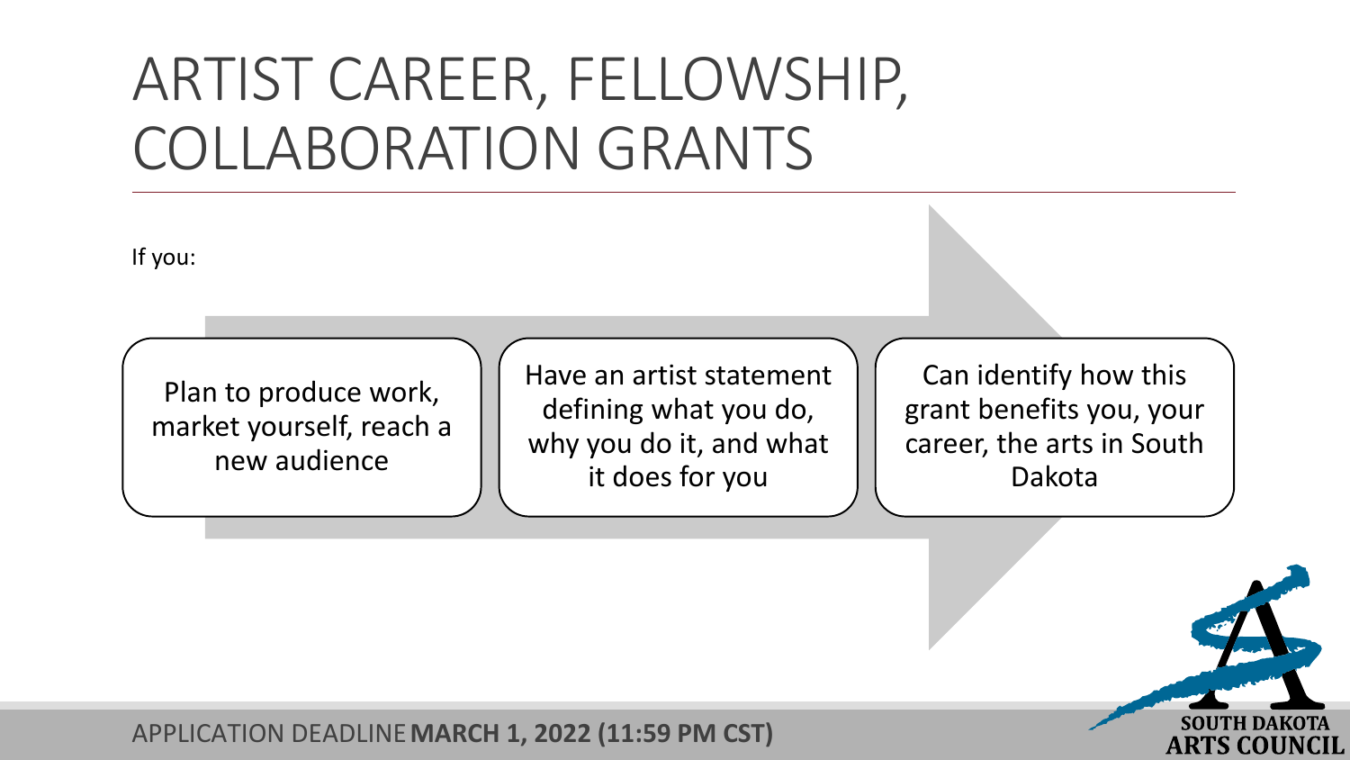# ARTIST CAREER, FELLOWSHIP, COLLABORATION GRANTS

If you:

- Plan to produce work, market yourself, reach a new audience
- Have an artist statement defining what you do, why you do it, and what it does for you
- Can identify how this grant benefits you, your career, the arts in South Dakota

APPLICATION DEADLINE **MARCH 1, 2022 (11:59 PM CST)**

SOUTH DAKOTA ARTS COUNCIL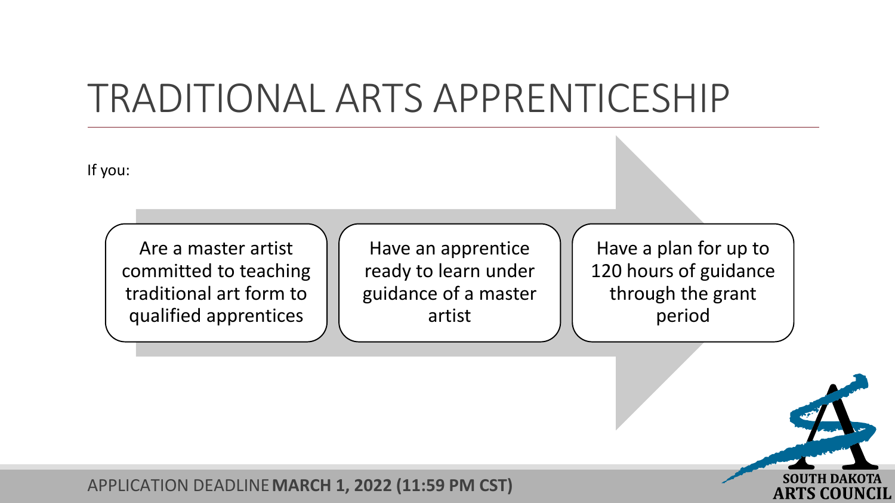# TRADITIONAL ARTS APPRENTICESHIP

If you:

- Are a master artist committed to teaching traditional art form to qualified apprentices
- Have an apprentice ready to learn under guidance of a master artist
- Have a plan for up to 120 hours of guidance through the grant period

APPLICATION DEADLINE **MARCH 1, 2022 (11:59 PM CST)**

SOUTH DAKOTA ARTS COUNCIL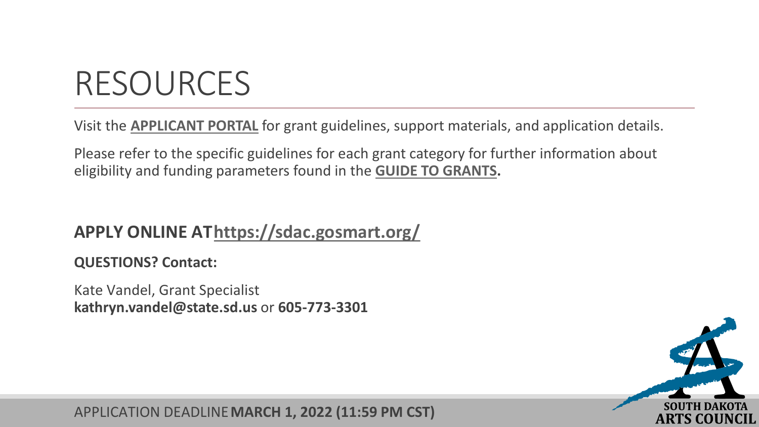# RESOURCES

Visit the **APPLICANT PORTAL** for grant guidelines, support materials, and application details.

Please refer to the specific guidelines for each grant category for further information about eligibility and funding parameters found in the **GUIDE TO GRANTS.**

**APPLY ONLINE AT https://sdac.gosmart.org/**

**QUESTIONS? Contact:**

Kate Vandel, Grant Specialist
**kathryn.vandel@state.sd.us** or **605-773-3301**

SOUTH DAKOTA ARTS COUNCIL

APPLICATION DEADLINE **MARCH 1, 2022 (11:59 PM CST)**